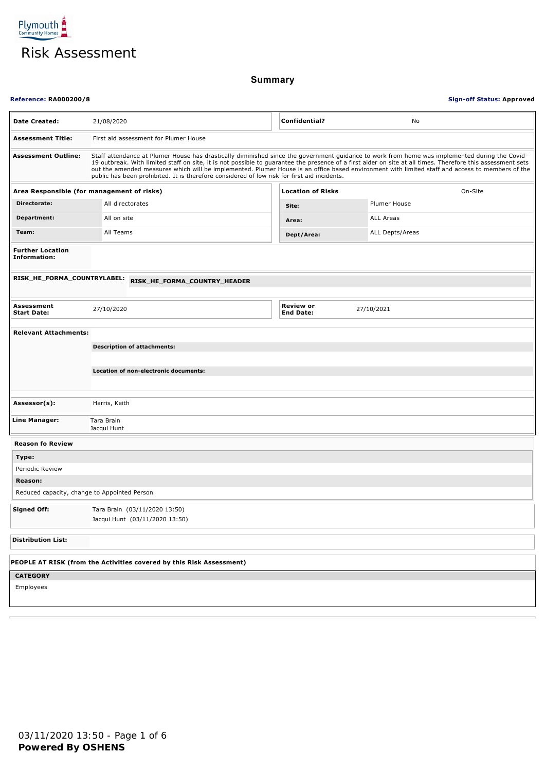Plymouth Community Homes

# Risk Assessment

## Summary

**Reference: RA000200/8** **Sign-off Status: Approved**

| | | | |
|---|---|---|---|
| **Date Created:** | 21/08/2020 | **Confidential?** | No |
| **Assessment Title:** | First aid assessment for Plumer House | | |
| **Assessment Outline:** | Staff attendance at Plumer House has drastically diminished since the government guidance to work from home was implemented during the Covid-19 outbreak. With limited staff on site, it is not possible to guarantee the presence of a first aider on site at all times. Therefore this assessment sets out the amended measures which will be implemented. Plumer House is an office based environment with limited staff and access to members of the public has been prohibited. It is therefore considered of low risk for first aid incidents. | | |

| **Area Responsible (for management of risks)** | | **Location of Risks** | On-Site |
|---|---|---|---|
| **Directorate:** | All directorates | **Site:** | Plumer House |
| **Department:** | All on site | **Area:** | ALL Areas |
| **Team:** | All Teams | **Dept/Area:** | ALL Depts/Areas |

**Further Location Information:**

**RISK_HE_FORMA_COUNTRYLABEL:** **RISK_HE_FORMA_COUNTRY_HEADER**

| | | | |
|---|---|---|---|
| **Assessment Start Date:** | 27/10/2020 | **Review or End Date:** | 27/10/2021 |

**Relevant Attachments:**

**Description of attachments:**

**Location of non-electronic documents:**

**Assessor(s):** Harris, Keith

**Line Manager:** Tara Brain
Jacqui Hunt

**Reason fo Review**

**Type:**
Periodic Review

**Reason:**
Reduced capacity, change to Appointed Person

**Signed Off:** Tara Brain (03/11/2020 13:50)
Jacqui Hunt (03/11/2020 13:50)

**Distribution List:**

**PEOPLE AT RISK (from the Activities covered by this Risk Assessment)**

| **CATEGORY** |
|---|
| Employees |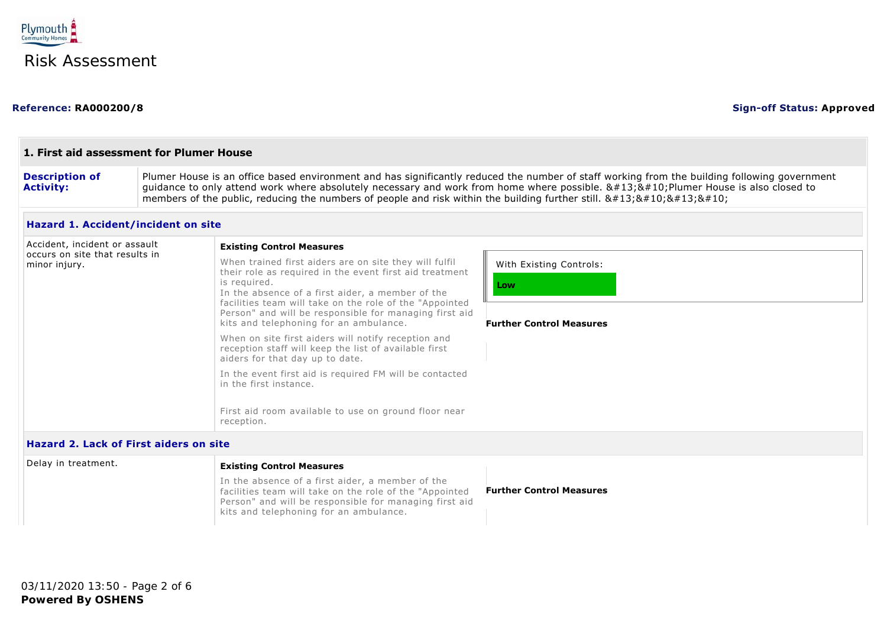# Risk Assessment

**Reference:** RA000200/8 **Sign-off Status:** Approved

## 1. First aid assessment for Plumer House

**Description of Activity:** Plumer House is an office based environment and has significantly reduced the number of staff working from the building following government guidance to only attend work where absolutely necessary and work from home where possible. &#13;&#10;Plumer House is also closed to members of the public, reducing the numbers of people and risk within the building further still. &#13;&#10;&#13;&#10;

### Hazard 1. Accident/incident on site

Accident, incident or assault occurs on site that results in minor injury.

**Existing Control Measures**

When trained first aiders are on site they will fulfil their role as required in the event first aid treatment is required.
In the absence of a first aider, a member of the facilities team will take on the role of the "Appointed Person" and will be responsible for managing first aid kits and telephoning for an ambulance.

When on site first aiders will notify reception and reception staff will keep the list of available first aiders for that day up to date.

In the event first aid is required FM will be contacted in the first instance.

First aid room available to use on ground floor near reception.

With Existing Controls: **Low**

**Further Control Measures**

### Hazard 2. Lack of First aiders on site

Delay in treatment.

**Existing Control Measures**

In the absence of a first aider, a member of the facilities team will take on the role of the "Appointed Person" and will be responsible for managing first aid kits and telephoning for an ambulance.

**Further Control Measures**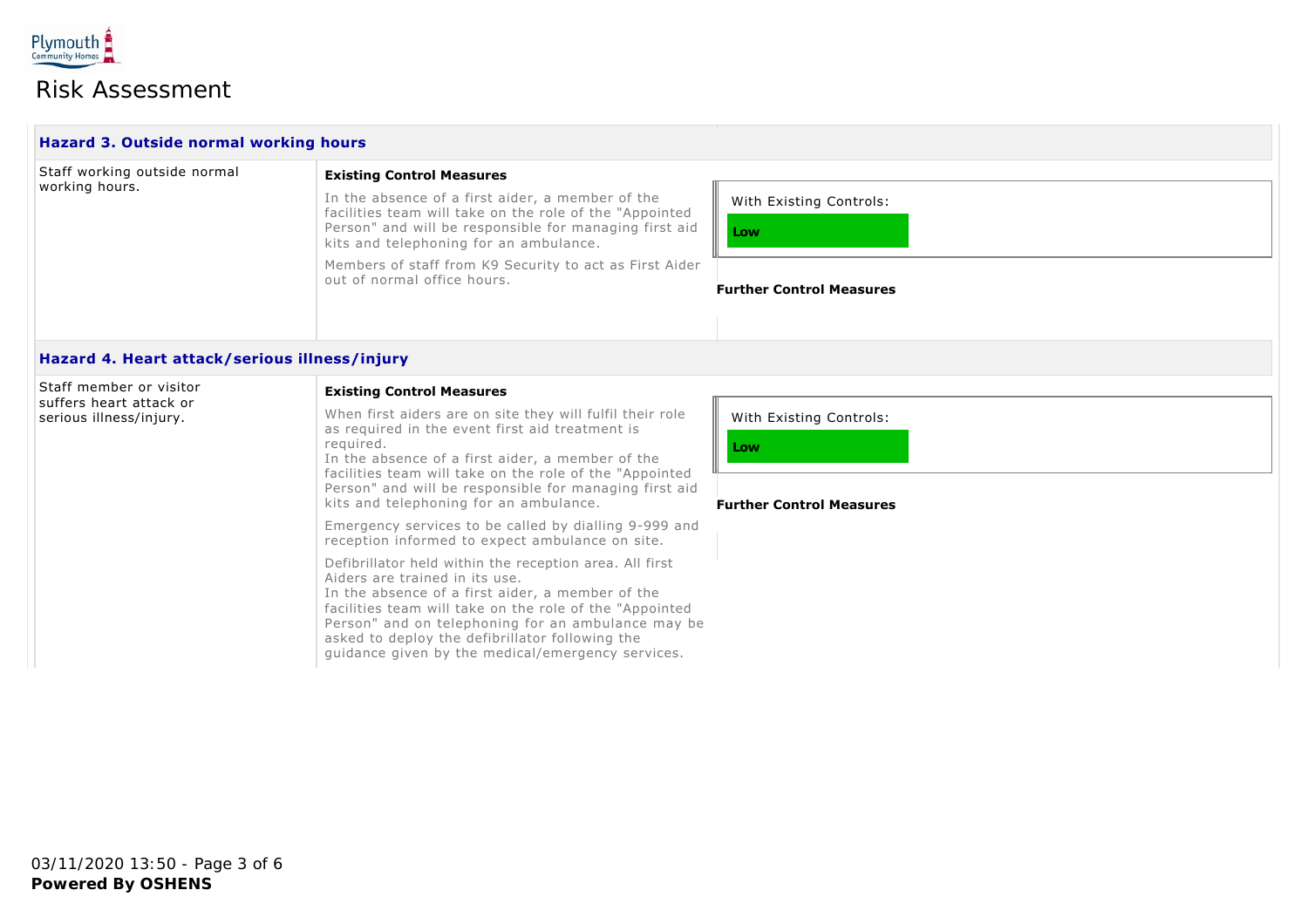# Risk Assessment

### Hazard 3. Outside normal working hours

Staff working outside normal working hours.

**Existing Control Measures**

In the absence of a first aider, a member of the facilities team will take on the role of the "Appointed Person" and will be responsible for managing first aid kits and telephoning for an ambulance.

Members of staff from K9 Security to act as First Aider out of normal office hours.

With Existing Controls:

**Low**

**Further Control Measures**

### Hazard 4. Heart attack/serious illness/injury

Staff member or visitor suffers heart attack or serious illness/injury.

**Existing Control Measures**

When first aiders are on site they will fulfil their role as required in the event first aid treatment is required.
In the absence of a first aider, a member of the facilities team will take on the role of the "Appointed Person" and will be responsible for managing first aid kits and telephoning for an ambulance.

Emergency services to be called by dialling 9-999 and reception informed to expect ambulance on site.

Defibrillator held within the reception area. All first Aiders are trained in its use.
In the absence of a first aider, a member of the facilities team will take on the role of the "Appointed Person" and on telephoning for an ambulance may be asked to deploy the defibrillator following the guidance given by the medical/emergency services.

With Existing Controls:

**Low**

**Further Control Measures**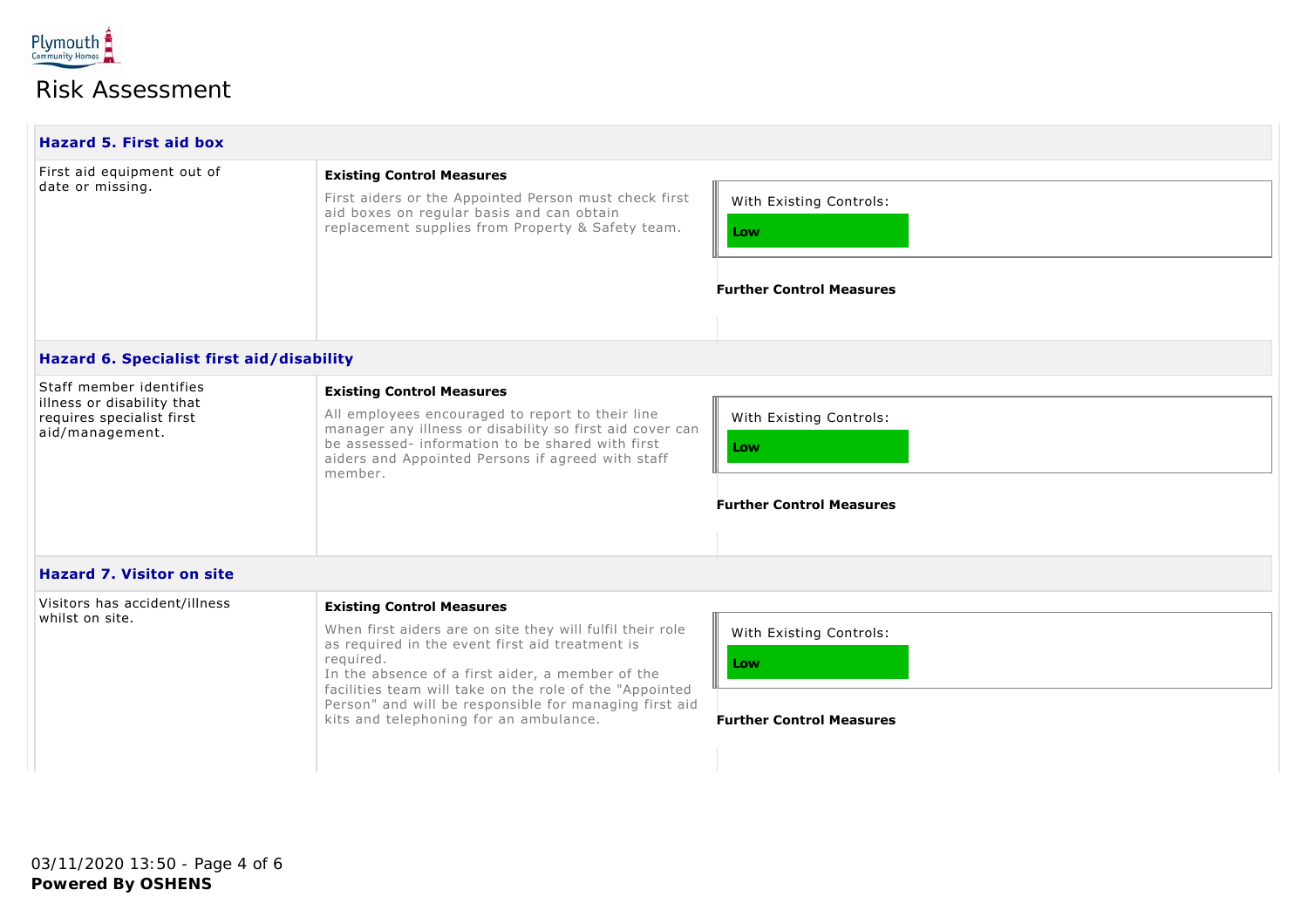Plymouth Community Homes

# Risk Assessment

### Hazard 5. First aid box

First aid equipment out of date or missing.

**Existing Control Measures**

First aiders or the Appointed Person must check first aid boxes on regular basis and can obtain replacement supplies from Property & Safety team.

With Existing Controls:

**Low**

**Further Control Measures**

### Hazard 6. Specialist first aid/disability

Staff member identifies illness or disability that requires specialist first aid/management.

**Existing Control Measures**

All employees encouraged to report to their line manager any illness or disability so first aid cover can be assessed- information to be shared with first aiders and Appointed Persons if agreed with staff member.

With Existing Controls:

**Low**

**Further Control Measures**

### Hazard 7. Visitor on site

Visitors has accident/illness whilst on site.

**Existing Control Measures**

When first aiders are on site they will fulfil their role as required in the event first aid treatment is required.
In the absence of a first aider, a member of the facilities team will take on the role of the "Appointed Person" and will be responsible for managing first aid kits and telephoning for an ambulance.

With Existing Controls:

**Low**

**Further Control Measures**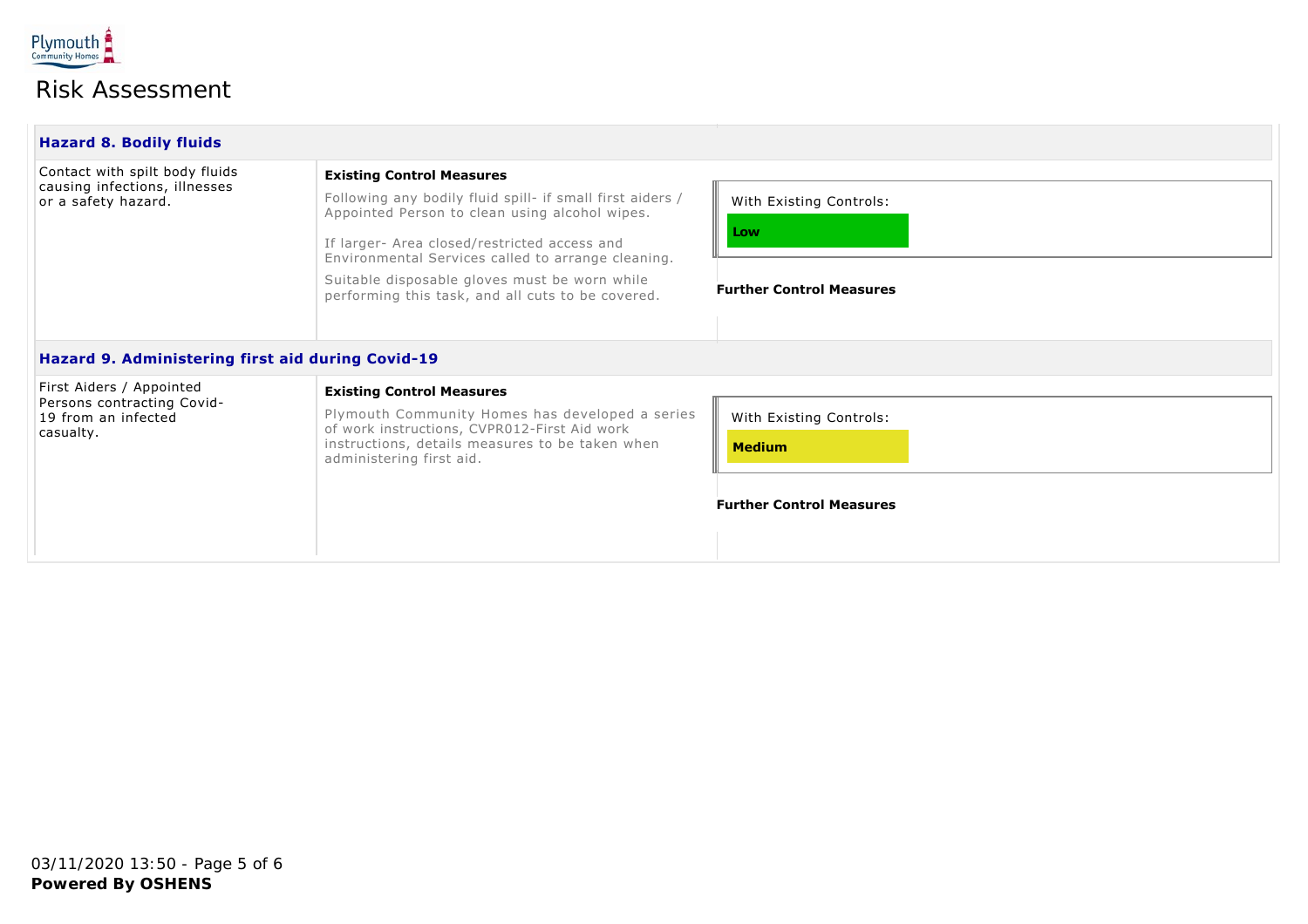# Risk Assessment

## Hazard 8. Bodily fluids

| Hazard | Existing Control Measures | Risk Rating |
|---|---|---|
| Contact with spilt body fluids causing infections, illnesses or a safety hazard. | Following any bodily fluid spill- if small first aiders / Appointed Person to clean using alcohol wipes.<br><br>If larger- Area closed/restricted access and Environmental Services called to arrange cleaning.<br><br>Suitable disposable gloves must be worn while performing this task, and all cuts to be covered. | With Existing Controls: **Low**<br><br>**Further Control Measures** |

## Hazard 9. Administering first aid during Covid-19

| Hazard | Existing Control Measures | Risk Rating |
|---|---|---|
| First Aiders / Appointed Persons contracting Covid-19 from an infected casualty. | Plymouth Community Homes has developed a series of work instructions, CVPR012-First Aid work instructions, details measures to be taken when administering first aid. | With Existing Controls: **Medium**<br><br>**Further Control Measures** |

03/11/2020 13:50

**Powered By OSHENS**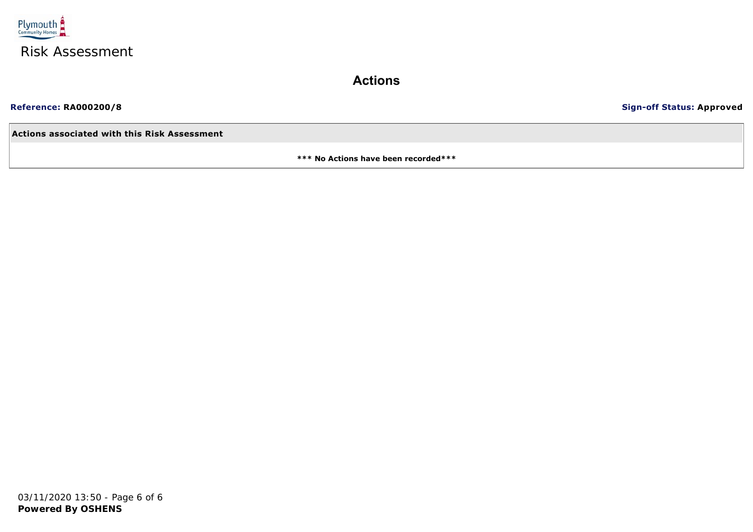Risk Assessment

# Actions

**Reference:** **RA000200/8** **Sign-off Status:** **Approved**

| **Actions associated with this Risk Assessment** |
| --- |
| **\*\*\* No Actions have been recorded\*\*\*** |

03/11/2020 13:50

**Powered By OSHENS**